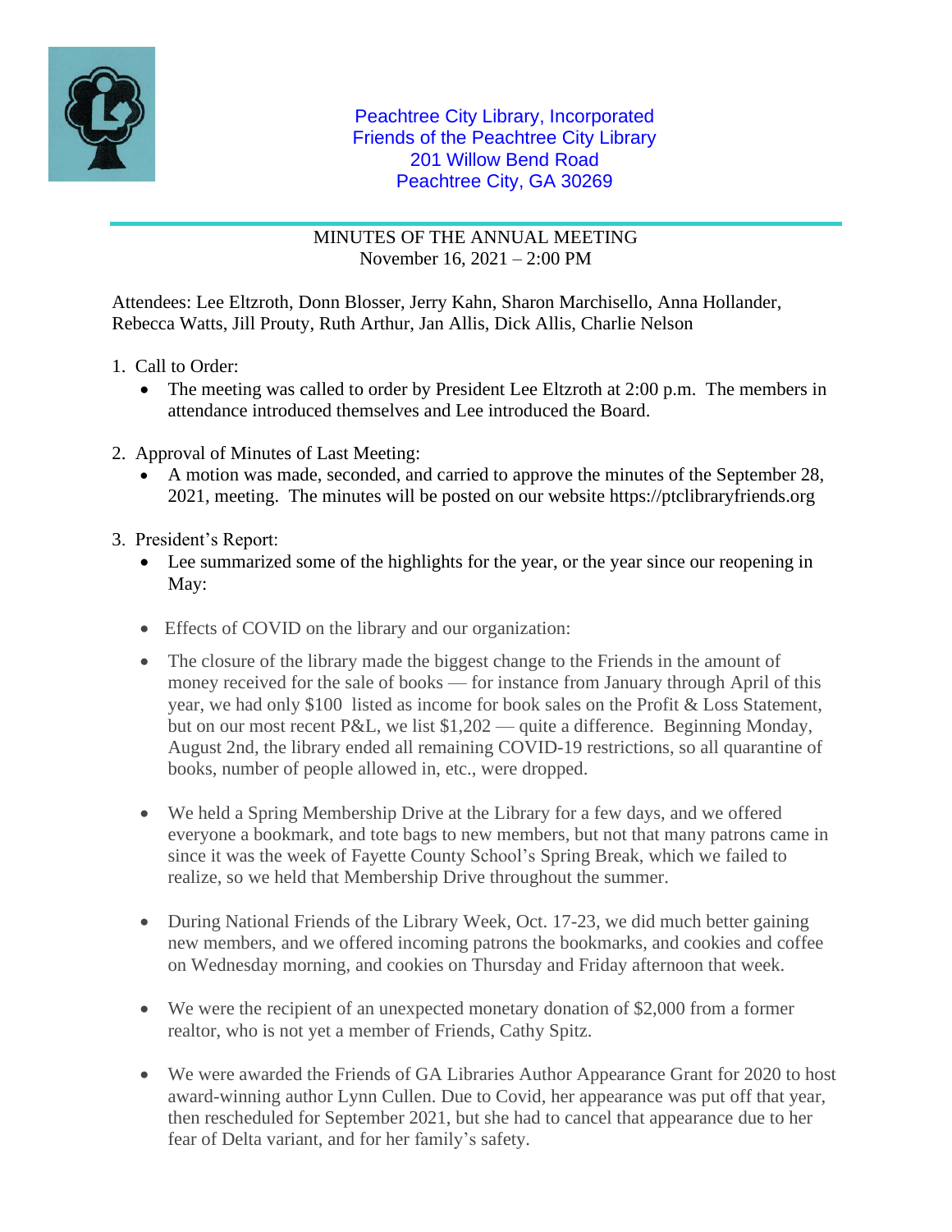Peachtree City Library, Incorporated
Friends of the Peachtree City Library
201 Willow Bend Road
Peachtree City, GA 30269

# MINUTES OF THE ANNUAL MEETING

November 16, 2021 – 2:00 PM

Attendees: Lee Eltzroth, Donn Blosser, Jerry Kahn, Sharon Marchisello, Anna Hollander, Rebecca Watts, Jill Prouty, Ruth Arthur, Jan Allis, Dick Allis, Charlie Nelson

1. Call to Order:
   - The meeting was called to order by President Lee Eltzroth at 2:00 p.m. The members in attendance introduced themselves and Lee introduced the Board.

2. Approval of Minutes of Last Meeting:
   - A motion was made, seconded, and carried to approve the minutes of the September 28, 2021, meeting. The minutes will be posted on our website https://ptclibraryfriends.org

3. President's Report:
   - Lee summarized some of the highlights for the year, or the year since our reopening in May:
   - Effects of COVID on the library and our organization:
   - The closure of the library made the biggest change to the Friends in the amount of money received for the sale of books — for instance from January through April of this year, we had only $100 listed as income for book sales on the Profit & Loss Statement, but on our most recent P&L, we list $1,202 — quite a difference. Beginning Monday, August 2nd, the library ended all remaining COVID-19 restrictions, so all quarantine of books, number of people allowed in, etc., were dropped.
   - We held a Spring Membership Drive at the Library for a few days, and we offered everyone a bookmark, and tote bags to new members, but not that many patrons came in since it was the week of Fayette County School's Spring Break, which we failed to realize, so we held that Membership Drive throughout the summer.
   - During National Friends of the Library Week, Oct. 17-23, we did much better gaining new members, and we offered incoming patrons the bookmarks, and cookies and coffee on Wednesday morning, and cookies on Thursday and Friday afternoon that week.
   - We were the recipient of an unexpected monetary donation of $2,000 from a former realtor, who is not yet a member of Friends, Cathy Spitz.
   - We were awarded the Friends of GA Libraries Author Appearance Grant for 2020 to host award-winning author Lynn Cullen. Due to Covid, her appearance was put off that year, then rescheduled for September 2021, but she had to cancel that appearance due to her fear of Delta variant, and for her family's safety.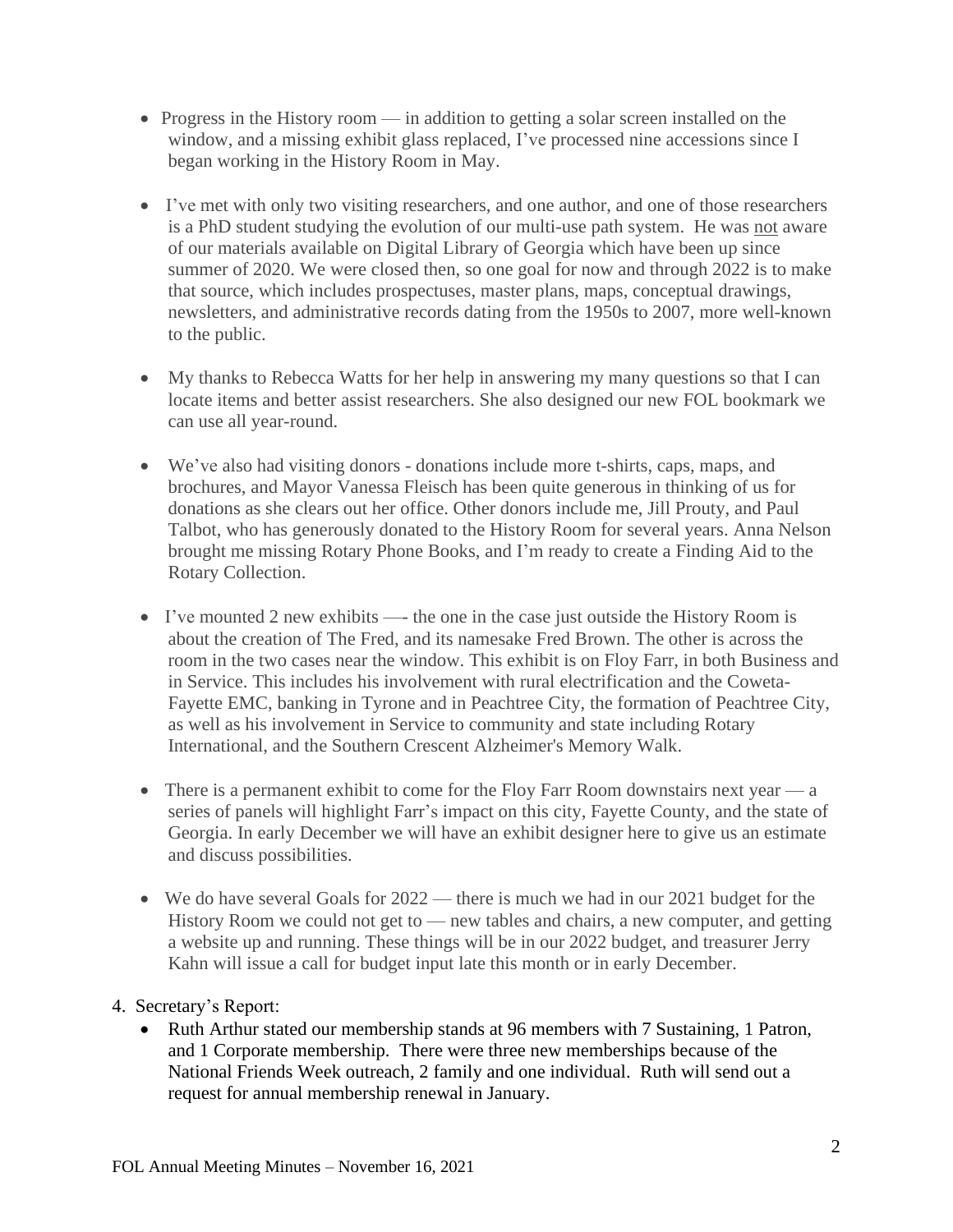- Progress in the History room — in addition to getting a solar screen installed on the window, and a missing exhibit glass replaced, I've processed nine accessions since I began working in the History Room in May.

- I've met with only two visiting researchers, and one author, and one of those researchers is a PhD student studying the evolution of our multi-use path system. He was not aware of our materials available on Digital Library of Georgia which have been up since summer of 2020. We were closed then, so one goal for now and through 2022 is to make that source, which includes prospectuses, master plans, maps, conceptual drawings, newsletters, and administrative records dating from the 1950s to 2007, more well-known to the public.

- My thanks to Rebecca Watts for her help in answering my many questions so that I can locate items and better assist researchers. She also designed our new FOL bookmark we can use all year-round.

- We've also had visiting donors - donations include more t-shirts, caps, maps, and brochures, and Mayor Vanessa Fleisch has been quite generous in thinking of us for donations as she clears out her office. Other donors include me, Jill Prouty, and Paul Talbot, who has generously donated to the History Room for several years. Anna Nelson brought me missing Rotary Phone Books, and I'm ready to create a Finding Aid to the Rotary Collection.

- I've mounted 2 new exhibits —- the one in the case just outside the History Room is about the creation of The Fred, and its namesake Fred Brown. The other is across the room in the two cases near the window. This exhibit is on Floy Farr, in both Business and in Service. This includes his involvement with rural electrification and the Coweta-Fayette EMC, banking in Tyrone and in Peachtree City, the formation of Peachtree City, as well as his involvement in Service to community and state including Rotary International, and the Southern Crescent Alzheimer's Memory Walk.

- There is a permanent exhibit to come for the Floy Farr Room downstairs next year — a series of panels will highlight Farr's impact on this city, Fayette County, and the state of Georgia. In early December we will have an exhibit designer here to give us an estimate and discuss possibilities.

- We do have several Goals for 2022 — there is much we had in our 2021 budget for the History Room we could not get to — new tables and chairs, a new computer, and getting a website up and running. These things will be in our 2022 budget, and treasurer Jerry Kahn will issue a call for budget input late this month or in early December.

4. Secretary's Report:
   - Ruth Arthur stated our membership stands at 96 members with 7 Sustaining, 1 Patron, and 1 Corporate membership. There were three new memberships because of the National Friends Week outreach, 2 family and one individual. Ruth will send out a request for annual membership renewal in January.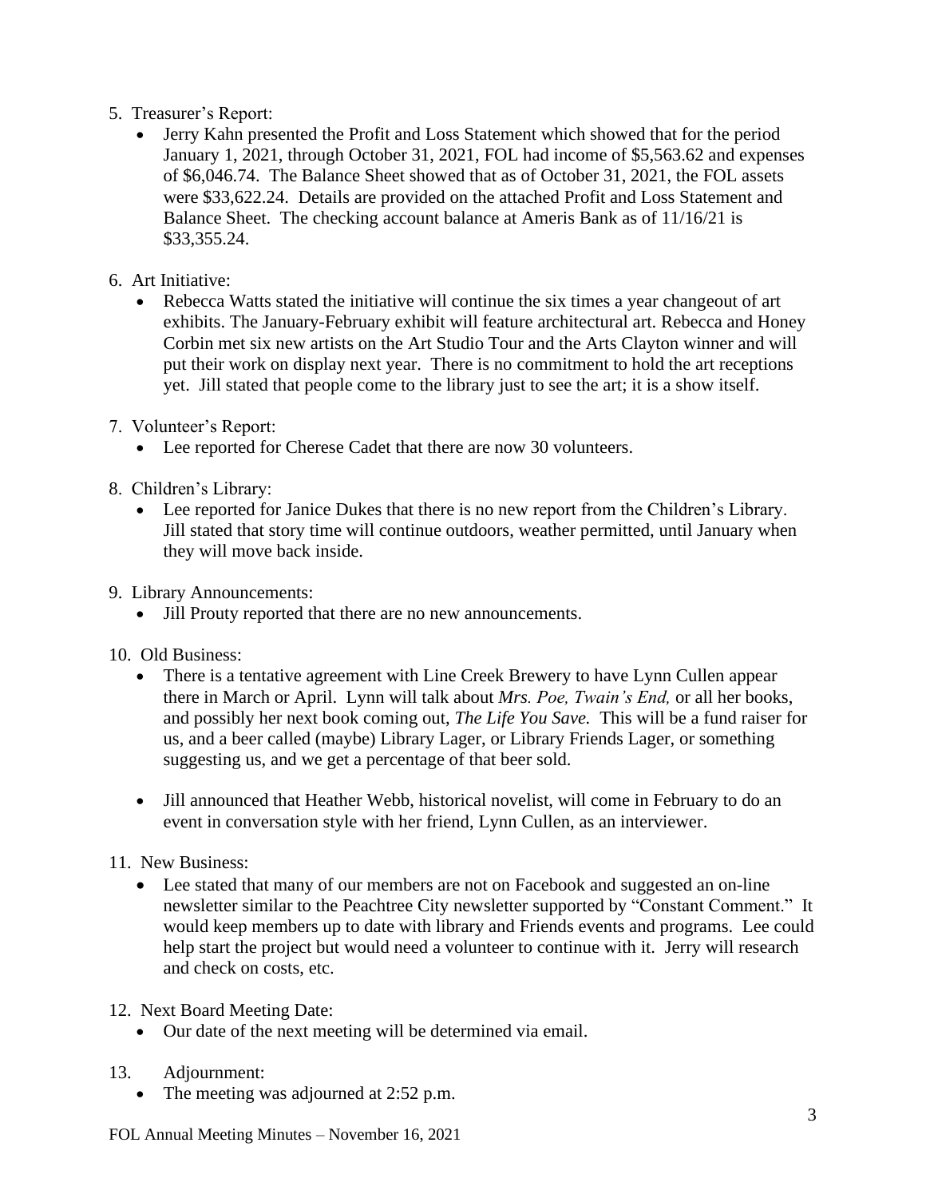5. Treasurer's Report:
   - Jerry Kahn presented the Profit and Loss Statement which showed that for the period January 1, 2021, through October 31, 2021, FOL had income of $5,563.62 and expenses of $6,046.74. The Balance Sheet showed that as of October 31, 2021, the FOL assets were $33,622.24. Details are provided on the attached Profit and Loss Statement and Balance Sheet. The checking account balance at Ameris Bank as of 11/16/21 is $33,355.24.

6. Art Initiative:
   - Rebecca Watts stated the initiative will continue the six times a year changeout of art exhibits. The January-February exhibit will feature architectural art. Rebecca and Honey Corbin met six new artists on the Art Studio Tour and the Arts Clayton winner and will put their work on display next year. There is no commitment to hold the art receptions yet. Jill stated that people come to the library just to see the art; it is a show itself.

7. Volunteer's Report:
   - Lee reported for Cherese Cadet that there are now 30 volunteers.

8. Children's Library:
   - Lee reported for Janice Dukes that there is no new report from the Children's Library. Jill stated that story time will continue outdoors, weather permitted, until January when they will move back inside.

9. Library Announcements:
   - Jill Prouty reported that there are no new announcements.

10. Old Business:
    - There is a tentative agreement with Line Creek Brewery to have Lynn Cullen appear there in March or April. Lynn will talk about *Mrs. Poe, Twain's End,* or all her books, and possibly her next book coming out, *The Life You Save.* This will be a fund raiser for us, and a beer called (maybe) Library Lager, or Library Friends Lager, or something suggesting us, and we get a percentage of that beer sold.

    - Jill announced that Heather Webb, historical novelist, will come in February to do an event in conversation style with her friend, Lynn Cullen, as an interviewer.

11. New Business:
    - Lee stated that many of our members are not on Facebook and suggested an on-line newsletter similar to the Peachtree City newsletter supported by "Constant Comment." It would keep members up to date with library and Friends events and programs. Lee could help start the project but would need a volunteer to continue with it. Jerry will research and check on costs, etc.

12. Next Board Meeting Date:
    - Our date of the next meeting will be determined via email.

13. Adjournment:
    - The meeting was adjourned at 2:52 p.m.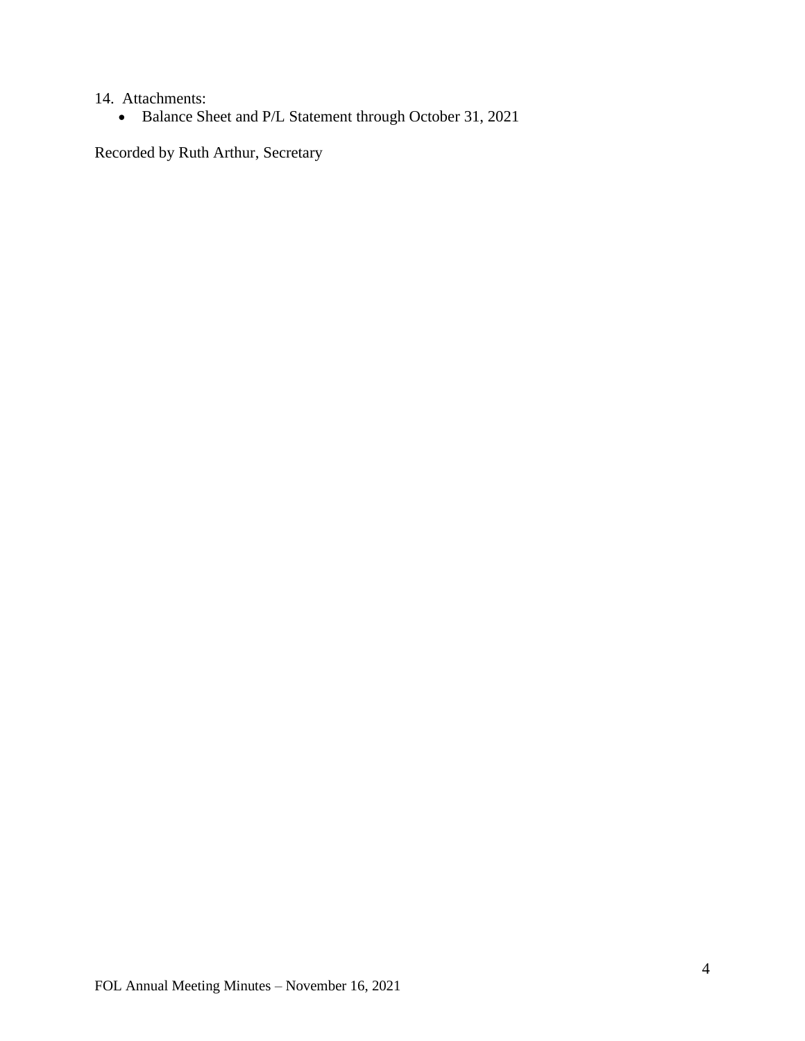14. Attachments:
    - Balance Sheet and P/L Statement through October 31, 2021

Recorded by Ruth Arthur, Secretary